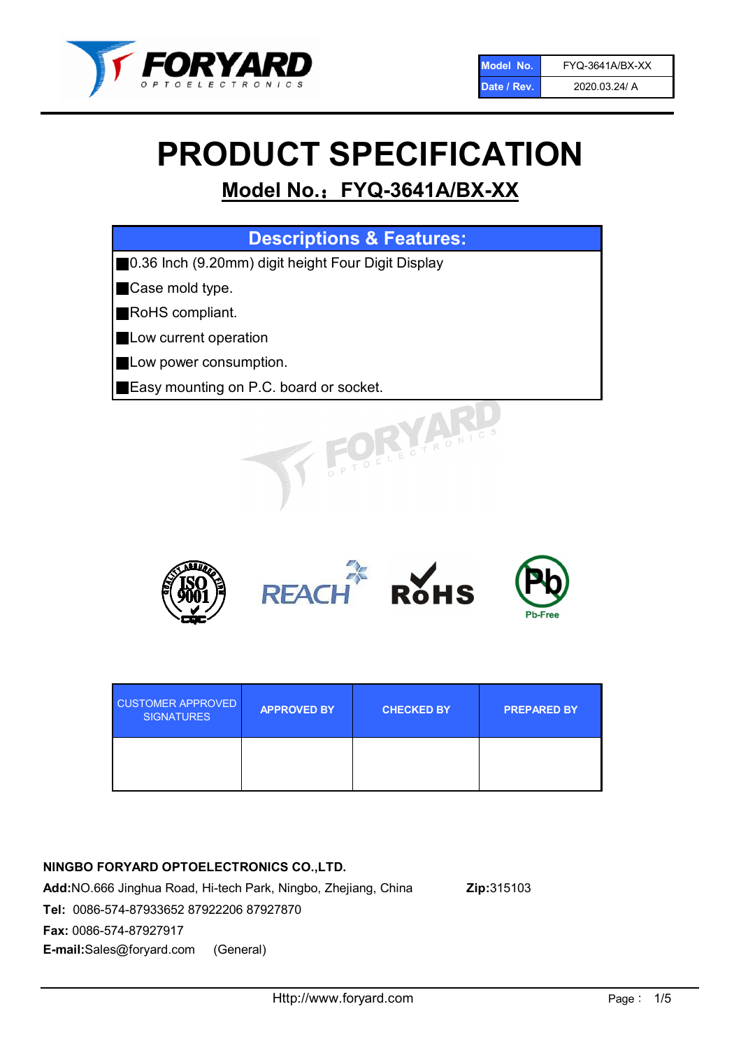| Model No. | FYQ-3641A/BX-XX |
| --- | --- |
| Date / Rev. | 2020.03.24/ A |

# PRODUCT SPECIFICATION

## Model No.：FYQ-3641A/BX-XX

| Descriptions & Features: |
| --- |
| ■0.36 Inch (9.20mm) digit height Four Digit Display |
| ■Case mold type. |
| ■RoHS compliant. |
| ■Low current operation |
| ■Low power consumption. |
| ■Easy mounting on P.C. board or socket. |

| CUSTOMER APPROVED SIGNATURES | APPROVED BY | CHECKED BY | PREPARED BY |
| --- | --- | --- | --- |
| | | | |

**NINGBO FORYARD OPTOELECTRONICS CO.,LTD.**

**Add:**NO.666 Jinghua Road, Hi-tech Park, Ningbo, Zhejiang, China **Zip:**315103

**Tel:** 0086-574-87933652 87922206 87927870

**Fax:** 0086-574-87927917

**E-mail:**Sales@foryard.com (General)

Http://www.foryard.com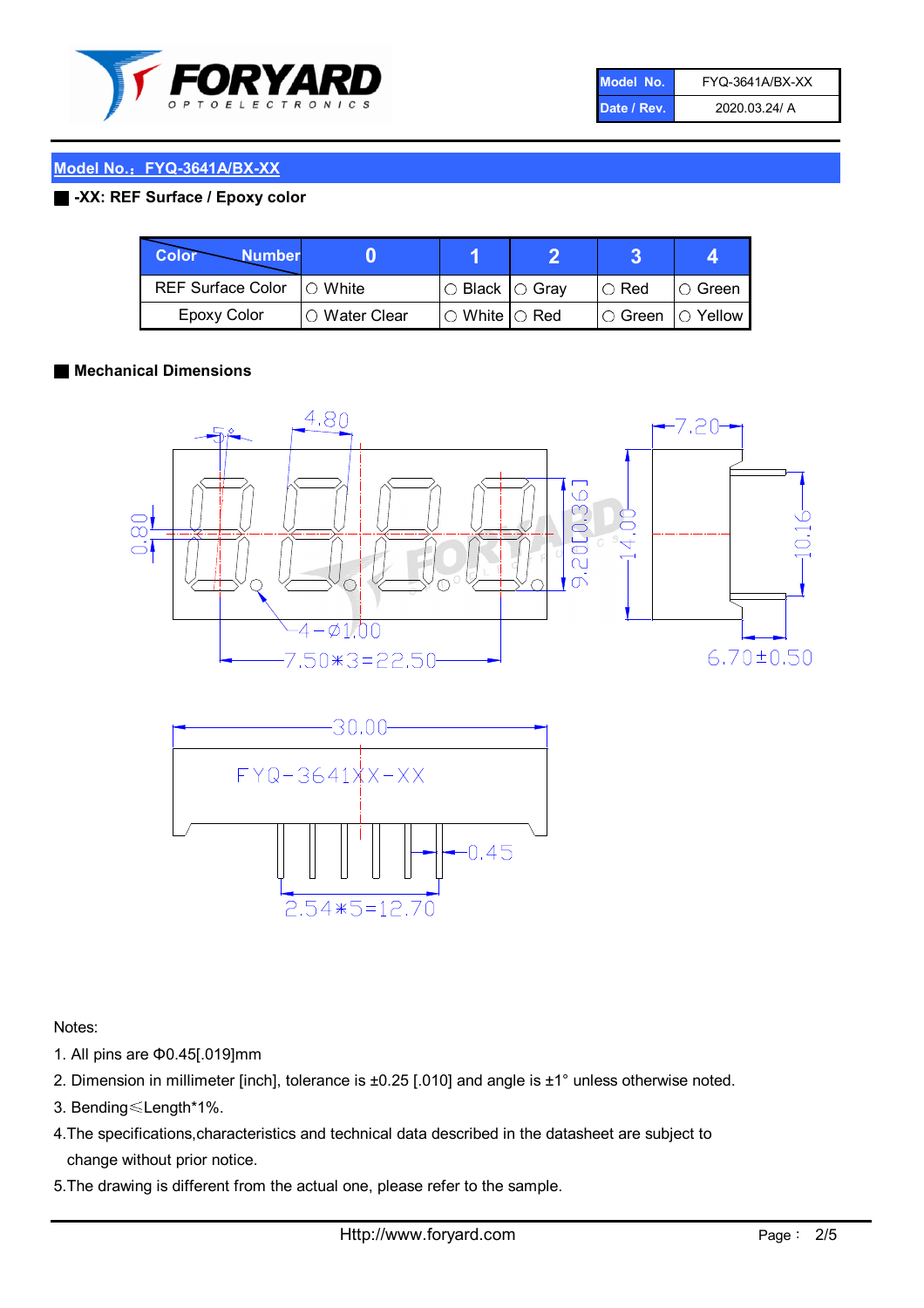| Model No. | FYQ-3641A/BX-XX |
|---|---|
| Date / Rev. | 2020.03.24/ A |

## Model No.：FYQ-3641A/BX-XX

**-XX: REF Surface / Epoxy color**

| Color \ Number | 0 | 1 | 2 | 3 | 4 |
|---|---|---|---|---|---|
| REF Surface Color | ○ White | ○ Black | ○ Gray | ○ Red | ○ Green |
| Epoxy Color | ○ Water Clear | ○ White | ○ Red | ○ Green | ○ Yellow |

**Mechanical Dimensions**

Notes:

1. All pins are Φ0.45[.019]mm
2. Dimension in millimeter [inch], tolerance is ±0.25 [.010] and angle is ±1° unless otherwise noted.
3. Bending≤Length*1%.
4. The specifications,characteristics and technical data described in the datasheet are subject to change without prior notice.
5. The drawing is different from the actual one, please refer to the sample.

Http://www.foryard.com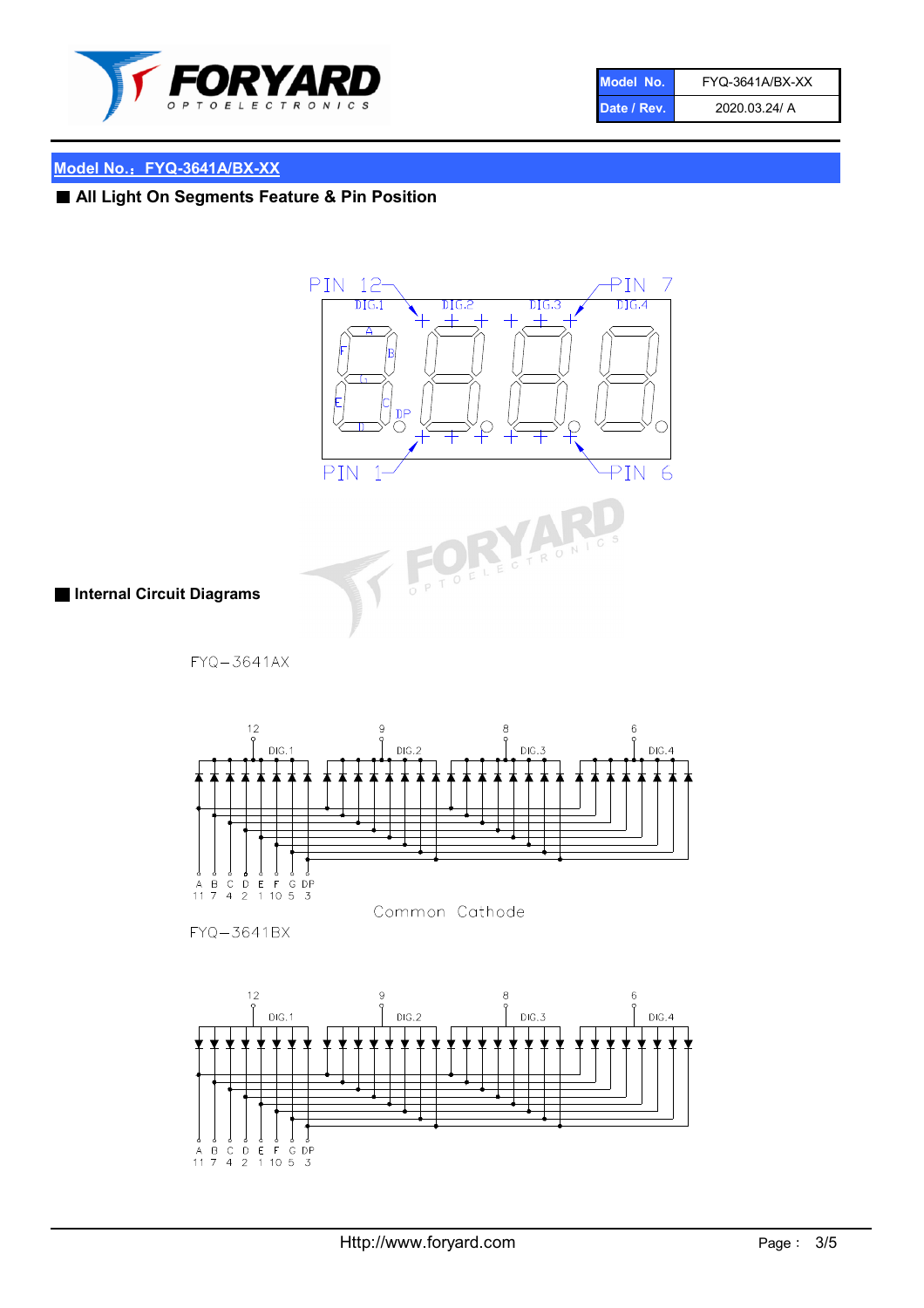## Model No.：FYQ-3641A/BX-XX

### ■ All Light On Segments Feature & Pin Position

PIN 12　　DIG.1　DIG.2　DIG.3　DIG.4　PIN 7

A　B　C　D　E　F　G　DP

PIN 1　　PIN 6

### ■ Internal Circuit Diagrams

FYQ−3641AX

12 DIG.1　9 DIG.2　8 DIG.3　6 DIG.4

| A | B | C | D | E | F | G | DP |
|---|---|---|---|---|---|---|---|
| 11 | 7 | 4 | 2 | 1 | 10 | 5 | 3 |

Common Cathode

FYQ−3641BX

12 DIG.1　9 DIG.2　8 DIG.3　6 DIG.4

| A | B | C | D | E | F | G | DP |
|---|---|---|---|---|---|---|---|
| 11 | 7 | 4 | 2 | 1 | 10 | 5 | 3 |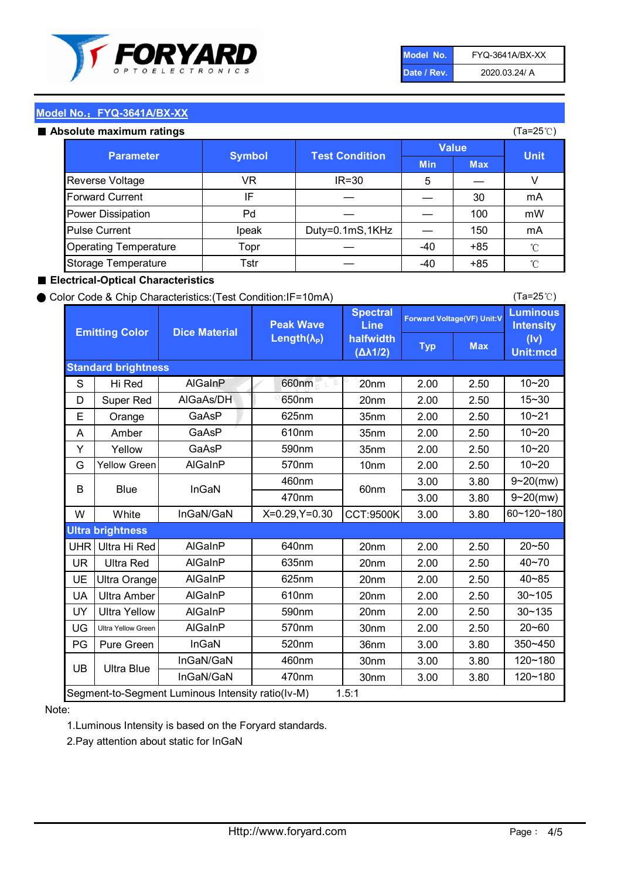| Model No. | FYQ-3641A/BX-XX |
|---|---|
| Date / Rev. | 2020.03.24/ A |

## Model No.：FYQ-3641A/BX-XX

### ■ Absolute maximum ratings

(Ta=25℃)

| Parameter | Symbol | Test Condition | Value | | Unit |
|---|---|---|---|---|---|
| | | | Min | Max | |
| Reverse Voltage | VR | IR=30 | 5 | — | V |
| Forward Current | IF | — | — | 30 | mA |
| Power Dissipation | Pd | — | — | 100 | mW |
| Pulse Current | Ipeak | Duty=0.1mS,1KHz | — | 150 | mA |
| Operating Temperature | Topr | — | -40 | +85 | ℃ |
| Storage Temperature | Tstr | — | -40 | +85 | ℃ |

### ■ Electrical-Optical Characteristics

● Color Code & Chip Characteristics:(Test Condition:IF=10mA)

(Ta=25℃)

| Emitting Color | | Dice Material | Peak Wave Length($\lambda_P$) | Spectral Line halfwidth ($\Delta\lambda 1/2$) | Forward Voltage(VF) Unit:V | | Luminous Intensity (Iv) Unit:mcd |
|---|---|---|---|---|---|---|---|
| | | | | | Typ | Max | |
| **Standard brightness** | | | | | | | |
| S | Hi Red | AlGaInP | 660nm | 20nm | 2.00 | 2.50 | 10~20 |
| D | Super Red | AlGaAs/DH | 650nm | 20nm | 2.00 | 2.50 | 15~30 |
| E | Orange | GaAsP | 625nm | 35nm | 2.00 | 2.50 | 10~21 |
| A | Amber | GaAsP | 610nm | 35nm | 2.00 | 2.50 | 10~20 |
| Y | Yellow | GaAsP | 590nm | 35nm | 2.00 | 2.50 | 10~20 |
| G | Yellow Green | AlGaInP | 570nm | 10nm | 2.00 | 2.50 | 10~20 |
| B | Blue | InGaN | 460nm | 60nm | 3.00 | 3.80 | 9~20(mw) |
| | | | 470nm | | 3.00 | 3.80 | 9~20(mw) |
| W | White | InGaN/GaN | X=0.29,Y=0.30 | CCT:9500K | 3.00 | 3.80 | 60~120~180 |
| **Ultra brightness** | | | | | | | |
| UHR | Ultra Hi Red | AlGaInP | 640nm | 20nm | 2.00 | 2.50 | 20~50 |
| UR | Ultra Red | AlGaInP | 635nm | 20nm | 2.00 | 2.50 | 40~70 |
| UE | Ultra Orange | AlGaInP | 625nm | 20nm | 2.00 | 2.50 | 40~85 |
| UA | Ultra Amber | AlGaInP | 610nm | 20nm | 2.00 | 2.50 | 30~105 |
| UY | Ultra Yellow | AlGaInP | 590nm | 20nm | 2.00 | 2.50 | 30~135 |
| UG | Ultra Yellow Green | AlGaInP | 570nm | 30nm | 2.00 | 2.50 | 20~60 |
| PG | Pure Green | InGaN | 520nm | 36nm | 3.00 | 3.80 | 350~450 |
| UB | Ultra Blue | InGaN/GaN | 460nm | 30nm | 3.00 | 3.80 | 120~180 |
| | | InGaN/GaN | 470nm | 30nm | 3.00 | 3.80 | 120~180 |
| Segment-to-Segment Luminous Intensity ratio(Iv-M) | | | 1.5:1 | | | | |

Note:

1.Luminous Intensity is based on the Foryard standards.

2.Pay attention about static for InGaN

Http://www.foryard.com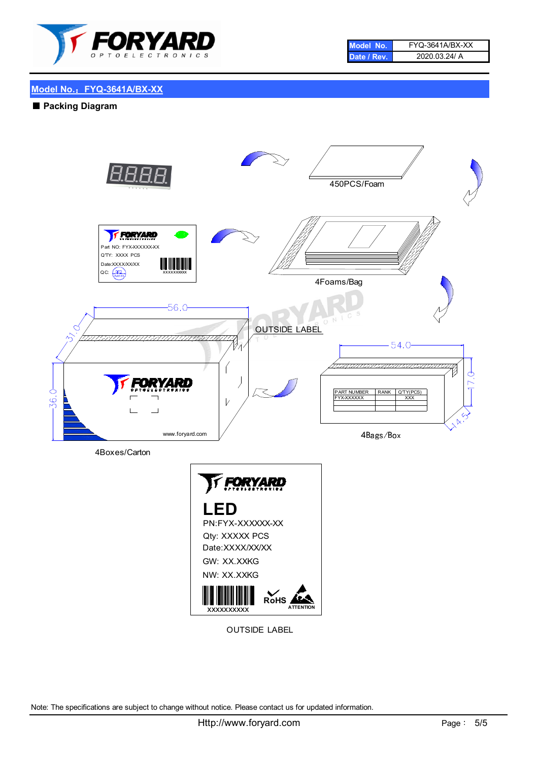| Model No. | FYQ-3641A/BX-XX |
| --- | --- |
| Date / Rev. | 2020.03.24/ A |

## Model No.：FYQ-3641A/BX-XX

■ Packing Diagram

450PCS/Foam

Part NO: FYX-XXXXXXX-XX
Q'TY: XXXX PCS
Date:XXXX/XX/XX
QC:

XXXXXXXXXX

4Foams/Bag

56.0

31.0

36.0

OUTSIDE LABEL

www.foryard.com

4Boxes/Carton

54.0

17.0

14.5

| PART NUMBER | RANK | Q'TY(PCS) |
| --- | --- | --- |
| FYX-XXXXXX | | XXX |

4Bags/Box

LED
PN:FYX-XXXXXX-XX
Qty: XXXXX PCS
Date:XXXX/XX/XX
GW: XX.XXKG
NW: XX.XXKG

XXXXXXXXXX

RoHS

ATTENTION

OUTSIDE LABEL

Note: The specifications are subject to change without notice. Please contact us for updated information.

Http://www.foryard.com